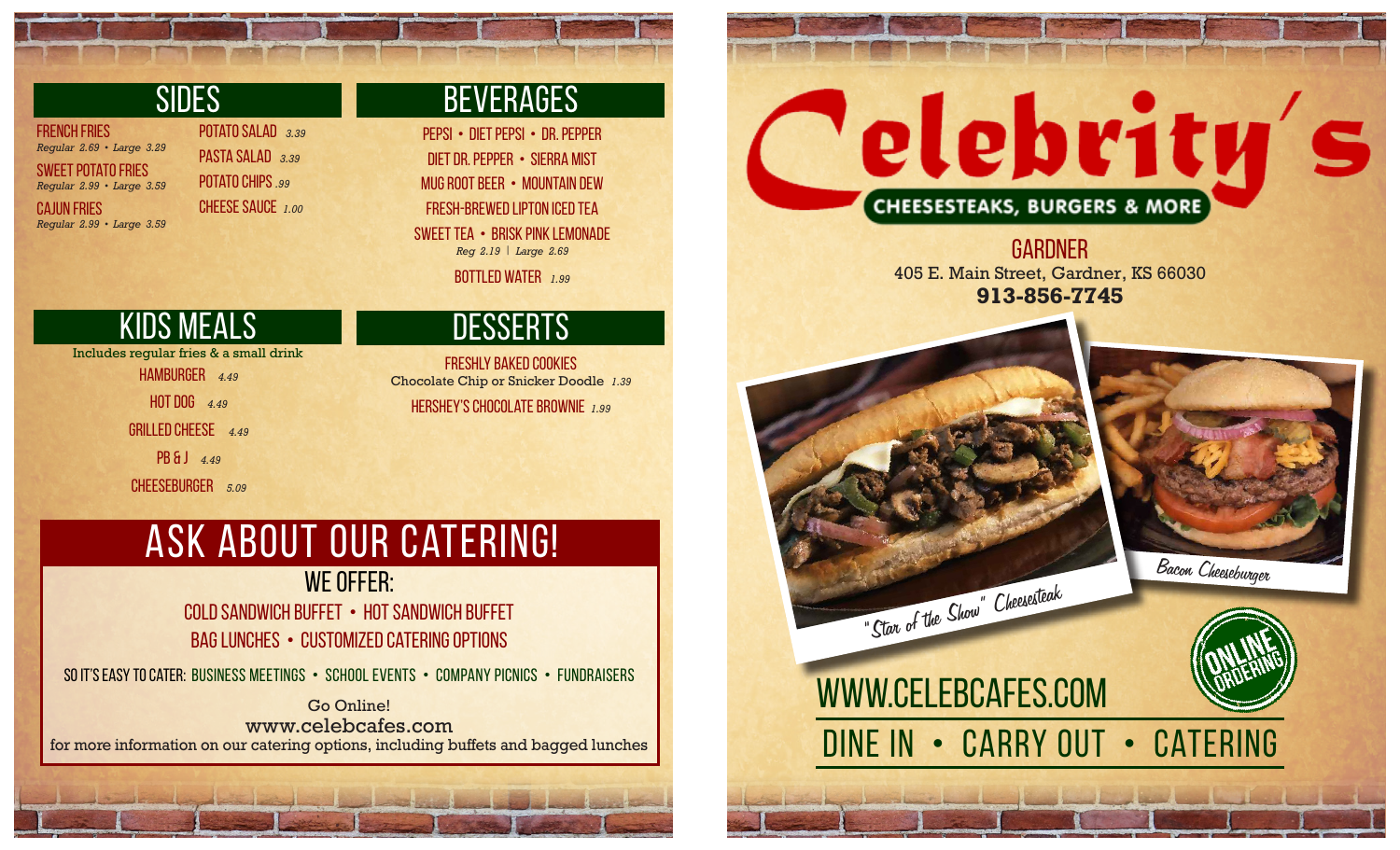## SIDES

**FRENCH FRIES**
*Regular 2.69 • Large 3.29*

**SWEET POTATO FRIES**
*Regular 2.99 • Large 3.59*

**CAJUN FRIES**
*Regular 2.99 • Large 3.59*

**POTATO SALAD** *3.39*

**PASTA SALAD** *3.39*

**POTATO CHIPS** *.99*

**CHEESE SAUCE** *1.00*

## BEVERAGES

PEPSI • DIET PEPSI • DR. PEPPER

DIET DR. PEPPER • SIERRA MIST

MUG ROOT BEER • MOUNTAIN DEW

FRESH-BREWED LIPTON ICED TEA

SWEET TEA • BRISK PINK LEMONADE
*Reg 2.19 | Large 2.69*

BOTTLED WATER *1.99*

## KIDS MEALS

Includes regular fries & a small drink

HAMBURGER *4.49*

HOT DOG *4.49*

GRILLED CHEESE *4.49*

PB & J *4.49*

CHEESEBURGER *5.09*

## DESSERTS

**FRESHLY BAKED COOKIES**
Chocolate Chip or Snicker Doodle *1.39*

**HERSHEY'S CHOCOLATE BROWNIE** *1.99*

## ASK ABOUT OUR CATERING!

### WE OFFER:

COLD SANDWICH BUFFET • HOT SANDWICH BUFFET

BAG LUNCHES • CUSTOMIZED CATERING OPTIONS

SO IT'S EASY TO CATER: BUSINESS MEETINGS • SCHOOL EVENTS • COMPANY PICNICS • FUNDRAISERS

Go Online!
www.celebcafes.com
for more information on our catering options, including buffets and bagged lunches

# Celebrity's

**CHEESESTEAKS, BURGERS & MORE**

## GARDNER

405 E. Main Street, Gardner, KS 66030

**913-856-7745**

"Star of the Show" Cheesesteak

Bacon Cheeseburger

ONLINE ORDERING

WWW.CELEBCAFES.COM

DINE IN • CARRY OUT • CATERING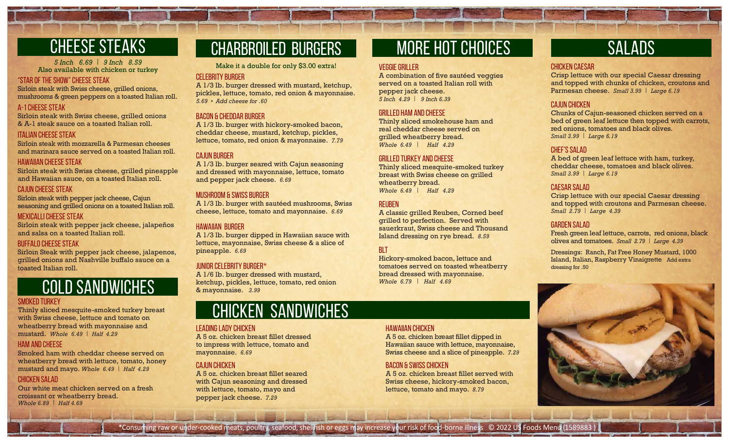# CHEESE STEAKS

*5 Inch 6.69 | 9 Inch 8.59*
Also available with chicken or turkey

### "STAR OF THE SHOW" CHEESE STEAK
Sirloin steak with Swiss cheese, grilled onions, mushrooms & green peppers on a toasted Italian roll.

### A-1 CHEESE STEAK
Sirloin steak with Swiss cheese, grilled onions & A-1 steak sauce on a toasted Italian roll.

### ITALIAN CHEESE STEAK
Sirloin steak with mozzarella & Parmesan cheeses and marinara sauce served on a toasted Italian roll.

### HAWAIIAN CHEESE STEAK
Sirloin steak with Swiss cheese, grilled pineapple and Hawaiian sauce, on a toasted Italian roll.

### CAJUN CHEESE STEAK
Sirloin steak with pepper jack cheese, Cajun seasoning and grilled onions on a toasted Italian roll.

### MEXICALLI CHEESE STEAK
Sirloin steak with pepper jack cheese, jalapeños and salsa on a toasted Italian roll.

### BUFFALO CHEESE STEAK
Sirloin Steak with pepper jack cheese, jalapenos, grilled onions and Nashville buffalo sauce on a toasted Italian roll.

# COLD SANDWICHES

### SMOKED TURKEY
Thinly sliced mesquite-smoked turkey breast with Swiss cheese, lettuce and tomato on wheatberry bread with mayonnaise and mustard. *Whole 6.49 | Half 4.29*

### HAM AND CHEESE
Smoked ham with cheddar cheese served on wheatberry bread with lettuce, tomato, honey mustard and mayo. *Whole 6.49 | Half 4.29*

### CHICKEN SALAD
Our white meat chicken served on a fresh croissant or wheatberry bread.
*Whole 6.89 | Half 4.69*

# CHARBROILED BURGERS

Make it a double for only $3.00 extra!

### CELEBRITY BURGER
A 1/3 lb. burger dressed with mustard, ketchup, pickles, lettuce, tomato, red onion & mayonnaise.
*5.69 • Add cheese for .60*

### BACON & CHEDDAR BURGER
A 1/3 lb. burger with hickory-smoked bacon, cheddar cheese, mustard, ketchup, pickles, lettuce, tomato, red onion & mayonnaise. *7.79*

### CAJUN BURGER
A 1/3 lb. burger seared with Cajun seasoning and dressed with mayonnaise, lettuce, tomato and pepper jack cheese. *6.69*

### MUSHROOM & SWISS BURGER
A 1/3 lb. burger with sautéed mushrooms, Swiss cheese, lettuce, tomato and mayonnaise. *6.69*

### HAWAIIAN BURGER
A 1/3 lb. burger dipped in Hawaiian sauce with lettuce, mayonnaise, Swiss cheese & a slice of pineapple. *6.69*

### JUNIOR CELEBRITY BURGER*
A 1/6 lb. burger dressed with mustard, ketchup, pickles, lettuce, tomato, red onion & mayonnaise. *3.99*

# MORE HOT CHOICES

### VEGGIE GRILLER
A combination of five sautéed veggies served on a toasted Italian roll with pepper jack cheese.
*5 Inch 4.29 | 9 Inch 6.39*

### GRILLED HAM AND CHEESE
Thinly sliced smokehouse ham and real cheddar cheese served on grilled wheatberry bread.
*Whole 6.49 | Half 4.29*

### GRILLED TURKEY AND CHEESE
Thinly sliced mesquite-smoked turkey breast with Swiss cheese on grilled wheatberry bread.
*Whole 6.49 | Half 4.29*

### REUBEN
A classic grilled Reuben, Corned beef grilled to perfection. Served with sauerkraut, Swiss cheese and Thousand Island dressing on rye bread. *8.59*

### BLT
Hickory-smoked bacon, lettuce and tomatoes served on toasted wheatberry bread dressed with mayonnaise.
*Whole 6.79 | Half 4.69*

# CHICKEN SANDWICHES

### LEADING LADY CHICKEN
A 5 oz. chicken breast fillet dressed to impress with lettuce, tomato and mayonnaise. *6.69*

### CAJUN CHICKEN
A 5 oz. chicken breast fillet seared with Cajun seasoning and dressed with lettuce, tomato, mayo and pepper jack cheese. *7.29*

### HAWAIIAN CHICKEN
A 5 oz. chicken breast fillet dipped in Hawaiian sauce with lettuce, mayonnaise, Swiss cheese and a slice of pineapple. *7.29*

### BACON & SWISS CHICKEN
A 5 oz. chicken breast fillet served with Swiss cheese, hickory-smoked bacon, lettuce, tomato and mayo. *8.79*

# SALADS

### CHICKEN CAESAR
Crisp lettuce with our special Caesar dressing and topped with chunks of chicken, croutons and Parmesan cheese. *Small 3.99 | Large 6.19*

### CAJUN CHICKEN
Chunks of Cajun-seasoned chicken served on a bed of green leaf lettuce then topped with carrots, red onions, tomatoes and black olives.
*Small 3.99 | Large 6.19*

### CHEF'S SALAD
A bed of green leaf lettuce with ham, turkey, cheddar cheese, tomatoes and black olives.
*Small 3.99 | Large 6.19*

### CAESAR SALAD
Crisp lettuce with our special Caesar dressing and topped with croutons and Parmesan cheese.
*Small 2.79 | Large 4.39*

### GARDEN SALAD
Fresh green leaf lettuce, carrots, red onions, black olives and tomatoes. *Small 2.79 | Large 4.39*

Dressings: Ranch, Fat Free Honey Mustard, 1000 Island, Italian, Raspberry Vinaigrette Add extra dressing for .50

*Consuming raw or under-cooked meats, poultry, seafood, shellfish or eggs may increase your risk of food-borne illness © 2022 US Foods Menu (1589883 )